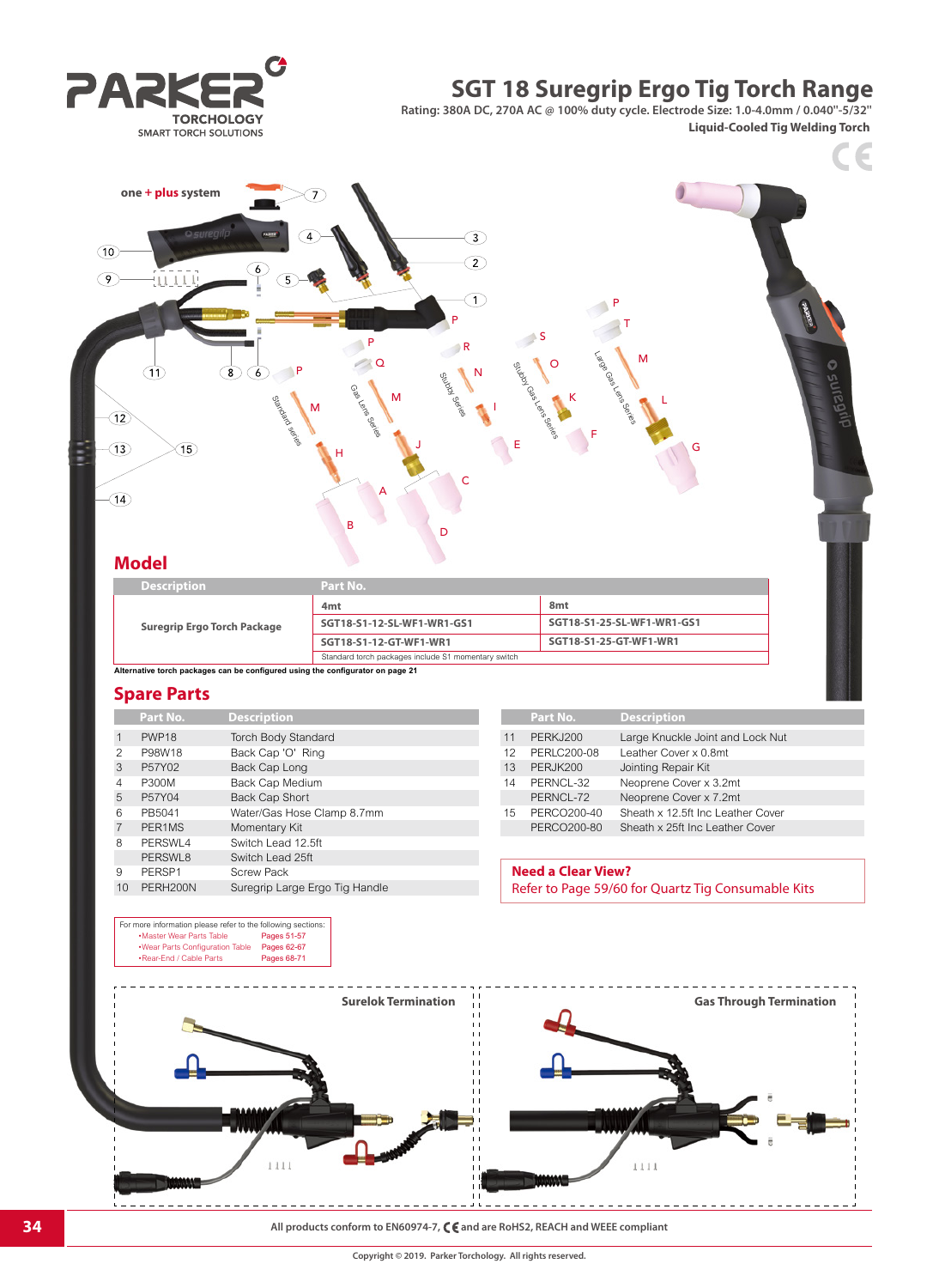# SGT 18 Suregrip Ergo Tig Torch Range

Rating: 380A DC, 270A AC @ 100% duty cycle. Electrode Size: 1.0-4.0mm / 0.040"-5/32"

**Liquid-Cooled Tig Welding Torch**

## Model

| Description | Part No. | |
|---|---|---|
| | 4mt | 8mt |
| Suregrip Ergo Torch Package | SGT18-S1-12-SL-WF1-WR1-GS1 | SGT18-S1-25-SL-WF1-WR1-GS1 |
| | SGT18-S1-12-GT-WF1-WR1 | SGT18-S1-25-GT-WF1-WR1 |
| | Standard torch packages include S1 momentary switch | |

**Alternative torch packages can be configured using the configurator on page 21**

## Spare Parts

| | Part No. | Description |
|---|---|---|
| 1 | PWP18 | Torch Body Standard |
| 2 | P98W18 | Back Cap 'O' Ring |
| 3 | P57Y02 | Back Cap Long |
| 4 | P300M | Back Cap Medium |
| 5 | P57Y04 | Back Cap Short |
| 6 | PB5041 | Water/Gas Hose Clamp 8.7mm |
| 7 | PER1MS | Momentary Kit |
| 8 | PERSWL4 | Switch Lead 12.5ft |
| | PERSWL8 | Switch Lead 25ft |
| 9 | PERSP1 | Screw Pack |
| 10 | PERH200N | Suregrip Large Ergo Tig Handle |
| 11 | PERKJ200 | Large Knuckle Joint and Lock Nut |
| 12 | PERLC200-08 | Leather Cover x 0.8mt |
| 13 | PERJK200 | Jointing Repair Kit |
| 14 | PERNCL-32 | Neoprene Cover x 3.2mt |
| | PERNCL-72 | Neoprene Cover x 7.2mt |
| 15 | PERCO200-40 | Sheath x 12.5ft Inc Leather Cover |
| | PERCO200-80 | Sheath x 25ft Inc Leather Cover |

**Need a Clear View?**
Refer to Page 59/60 for Quartz Tig Consumable Kits

For more information please refer to the following sections:
- Master Wear Parts Table — Pages 51-57
- Wear Parts Configuration Table — Pages 62-67
- Rear-End / Cable Parts — Pages 68-71

**Surelok Termination**

**Gas Through Termination**

All products conform to EN60974-7, CE and are RoHS2, REACH and WEEE compliant

Copyright © 2019. Parker Torchology. All rights reserved.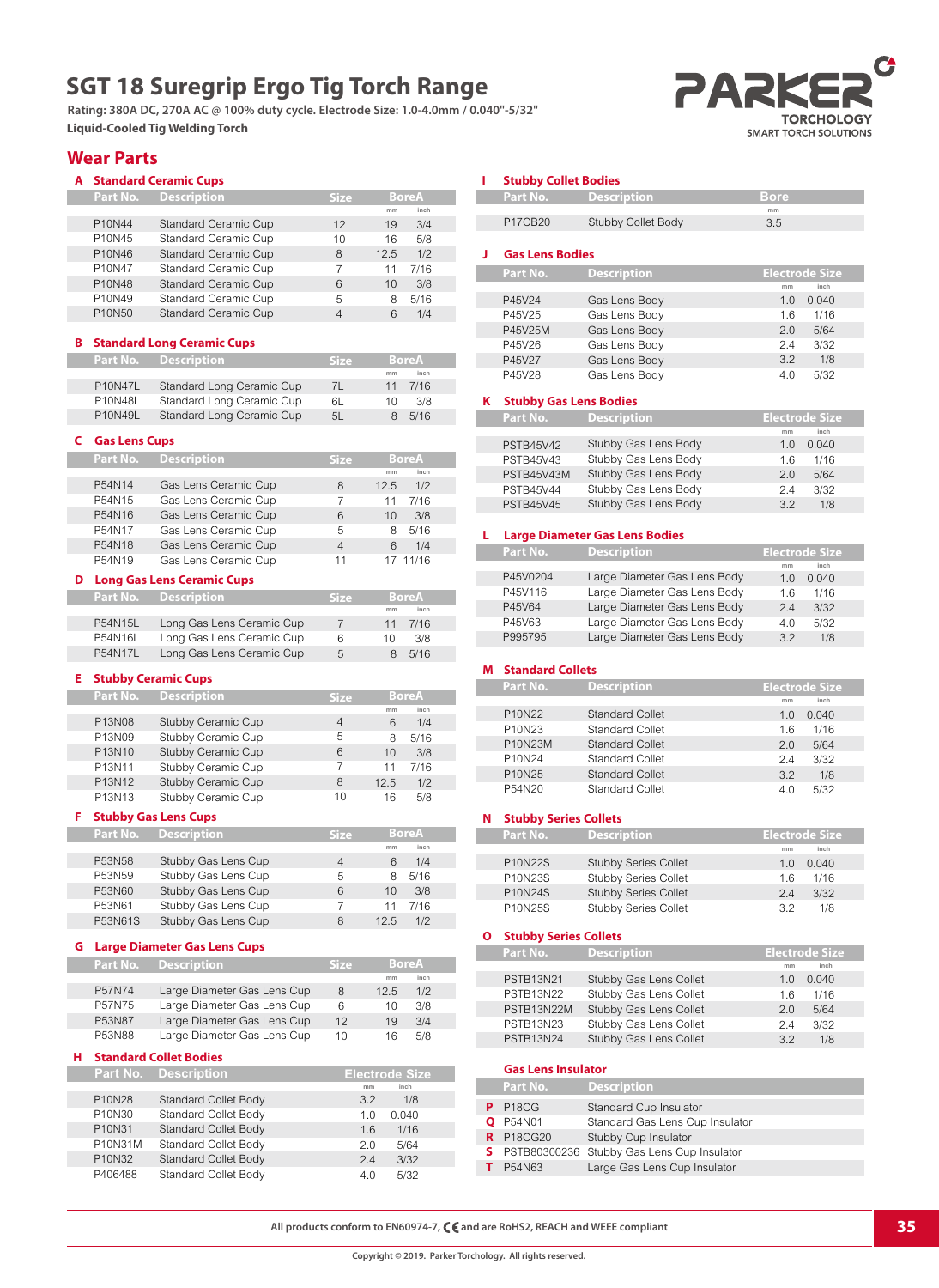# SGT 18 Suregrip Ergo Tig Torch Range

**Rating: 380A DC, 270A AC @ 100% duty cycle. Electrode Size: 1.0-4.0mm / 0.040"-5/32"**
**Liquid-Cooled Tig Welding Torch**

PARKER TORCHOLOGY
SMART TORCH SOLUTIONS

## Wear Parts

### A Standard Ceramic Cups

| Part No. | Description | Size | Bore mm | Bore inch |
|---|---|---|---|---|
| P10N44 | Standard Ceramic Cup | 12 | 19 | 3/4 |
| P10N45 | Standard Ceramic Cup | 10 | 16 | 5/8 |
| P10N46 | Standard Ceramic Cup | 8 | 12.5 | 1/2 |
| P10N47 | Standard Ceramic Cup | 7 | 11 | 7/16 |
| P10N48 | Standard Ceramic Cup | 6 | 10 | 3/8 |
| P10N49 | Standard Ceramic Cup | 5 | 8 | 5/16 |
| P10N50 | Standard Ceramic Cup | 4 | 6 | 1/4 |

### B Standard Long Ceramic Cups

| Part No. | Description | Size | Bore mm | Bore inch |
|---|---|---|---|---|
| P10N47L | Standard Long Ceramic Cup | 7L | 11 | 7/16 |
| P10N48L | Standard Long Ceramic Cup | 6L | 10 | 3/8 |
| P10N49L | Standard Long Ceramic Cup | 5L | 8 | 5/16 |

### C Gas Lens Cups

| Part No. | Description | Size | Bore mm | Bore inch |
|---|---|---|---|---|
| P54N14 | Gas Lens Ceramic Cup | 8 | 12.5 | 1/2 |
| P54N15 | Gas Lens Ceramic Cup | 7 | 11 | 7/16 |
| P54N16 | Gas Lens Ceramic Cup | 6 | 10 | 3/8 |
| P54N17 | Gas Lens Ceramic Cup | 5 | 8 | 5/16 |
| P54N18 | Gas Lens Ceramic Cup | 4 | 6 | 1/4 |
| P54N19 | Gas Lens Ceramic Cup | 11 | 17 | 11/16 |

### D Long Gas Lens Ceramic Cups

| Part No. | Description | Size | Bore mm | Bore inch |
|---|---|---|---|---|
| P54N15L | Long Gas Lens Ceramic Cup | 7 | 11 | 7/16 |
| P54N16L | Long Gas Lens Ceramic Cup | 6 | 10 | 3/8 |
| P54N17L | Long Gas Lens Ceramic Cup | 5 | 8 | 5/16 |

### E Stubby Ceramic Cups

| Part No. | Description | Size | Bore mm | Bore inch |
|---|---|---|---|---|
| P13N08 | Stubby Ceramic Cup | 4 | 6 | 1/4 |
| P13N09 | Stubby Ceramic Cup | 5 | 8 | 5/16 |
| P13N10 | Stubby Ceramic Cup | 6 | 10 | 3/8 |
| P13N11 | Stubby Ceramic Cup | 7 | 11 | 7/16 |
| P13N12 | Stubby Ceramic Cup | 8 | 12.5 | 1/2 |
| P13N13 | Stubby Ceramic Cup | 10 | 16 | 5/8 |

### F Stubby Gas Lens Cups

| Part No. | Description | Size | Bore mm | Bore inch |
|---|---|---|---|---|
| P53N58 | Stubby Gas Lens Cup | 4 | 6 | 1/4 |
| P53N59 | Stubby Gas Lens Cup | 5 | 8 | 5/16 |
| P53N60 | Stubby Gas Lens Cup | 6 | 10 | 3/8 |
| P53N61 | Stubby Gas Lens Cup | 7 | 11 | 7/16 |
| P53N61S | Stubby Gas Lens Cup | 8 | 12.5 | 1/2 |

### G Large Diameter Gas Lens Cups

| Part No. | Description | Size | Bore mm | Bore inch |
|---|---|---|---|---|
| P57N74 | Large Diameter Gas Lens Cup | 8 | 12.5 | 1/2 |
| P57N75 | Large Diameter Gas Lens Cup | 6 | 10 | 3/8 |
| P53N87 | Large Diameter Gas Lens Cup | 12 | 19 | 3/4 |
| P53N88 | Large Diameter Gas Lens Cup | 10 | 16 | 5/8 |

### H Standard Collet Bodies

| Part No. | Description | Electrode Size mm | Electrode Size inch |
|---|---|---|---|
| P10N28 | Standard Collet Body | 3.2 | 1/8 |
| P10N30 | Standard Collet Body | 1.0 | 0.040 |
| P10N31 | Standard Collet Body | 1.6 | 1/16 |
| P10N31M | Standard Collet Body | 2.0 | 5/64 |
| P10N32 | Standard Collet Body | 2.4 | 3/32 |
| P406488 | Standard Collet Body | 4.0 | 5/32 |

### I Stubby Collet Bodies

| Part No. | Description | Bore mm |
|---|---|---|
| P17CB20 | Stubby Collet Body | 3.5 |

### J Gas Lens Bodies

| Part No. | Description | Electrode Size mm | Electrode Size inch |
|---|---|---|---|
| P45V24 | Gas Lens Body | 1.0 | 0.040 |
| P45V25 | Gas Lens Body | 1.6 | 1/16 |
| P45V25M | Gas Lens Body | 2.0 | 5/64 |
| P45V26 | Gas Lens Body | 2.4 | 3/32 |
| P45V27 | Gas Lens Body | 3.2 | 1/8 |
| P45V28 | Gas Lens Body | 4.0 | 5/32 |

### K Stubby Gas Lens Bodies

| Part No. | Description | Electrode Size mm | Electrode Size inch |
|---|---|---|---|
| PSTB45V42 | Stubby Gas Lens Body | 1.0 | 0.040 |
| PSTB45V43 | Stubby Gas Lens Body | 1.6 | 1/16 |
| PSTB45V43M | Stubby Gas Lens Body | 2.0 | 5/64 |
| PSTB45V44 | Stubby Gas Lens Body | 2.4 | 3/32 |
| PSTB45V45 | Stubby Gas Lens Body | 3.2 | 1/8 |

### L Large Diameter Gas Lens Bodies

| Part No. | Description | Electrode Size mm | Electrode Size inch |
|---|---|---|---|
| P45V0204 | Large Diameter Gas Lens Body | 1.0 | 0.040 |
| P45V116 | Large Diameter Gas Lens Body | 1.6 | 1/16 |
| P45V64 | Large Diameter Gas Lens Body | 2.4 | 3/32 |
| P45V63 | Large Diameter Gas Lens Body | 4.0 | 5/32 |
| P995795 | Large Diameter Gas Lens Body | 3.2 | 1/8 |

### M Standard Collets

| Part No. | Description | Electrode Size mm | Electrode Size inch |
|---|---|---|---|
| P10N22 | Standard Collet | 1.0 | 0.040 |
| P10N23 | Standard Collet | 1.6 | 1/16 |
| P10N23M | Standard Collet | 2.0 | 5/64 |
| P10N24 | Standard Collet | 2.4 | 3/32 |
| P10N25 | Standard Collet | 3.2 | 1/8 |
| P54N20 | Standard Collet | 4.0 | 5/32 |

### N Stubby Series Collets

| Part No. | Description | Electrode Size mm | Electrode Size inch |
|---|---|---|---|
| P10N22S | Stubby Series Collet | 1.0 | 0.040 |
| P10N23S | Stubby Series Collet | 1.6 | 1/16 |
| P10N24S | Stubby Series Collet | 2.4 | 3/32 |
| P10N25S | Stubby Series Collet | 3.2 | 1/8 |

### O Stubby Series Collets

| Part No. | Description | Electrode Size mm | Electrode Size inch |
|---|---|---|---|
| PSTB13N21 | Stubby Gas Lens Collet | 1.0 | 0.040 |
| PSTB13N22 | Stubby Gas Lens Collet | 1.6 | 1/16 |
| PSTB13N22M | Stubby Gas Lens Collet | 2.0 | 5/64 |
| PSTB13N23 | Stubby Gas Lens Collet | 2.4 | 3/32 |
| PSTB13N24 | Stubby Gas Lens Collet | 3.2 | 1/8 |

### Gas Lens Insulator

| | Part No. | Description |
|---|---|---|
| P | P18CG | Standard Cup Insulator |
| Q | P54N01 | Standard Gas Lens Cup Insulator |
| R | P18CG20 | Stubby Cup Insulator |
| S | PSTB80300236 | Stubby Gas Lens Cup Insulator |
| T | P54N63 | Large Gas Lens Cup Insulator |

All products conform to EN60974-7, CE and are RoHS2, REACH and WEEE compliant

Copyright © 2019. Parker Torchology. All rights reserved.